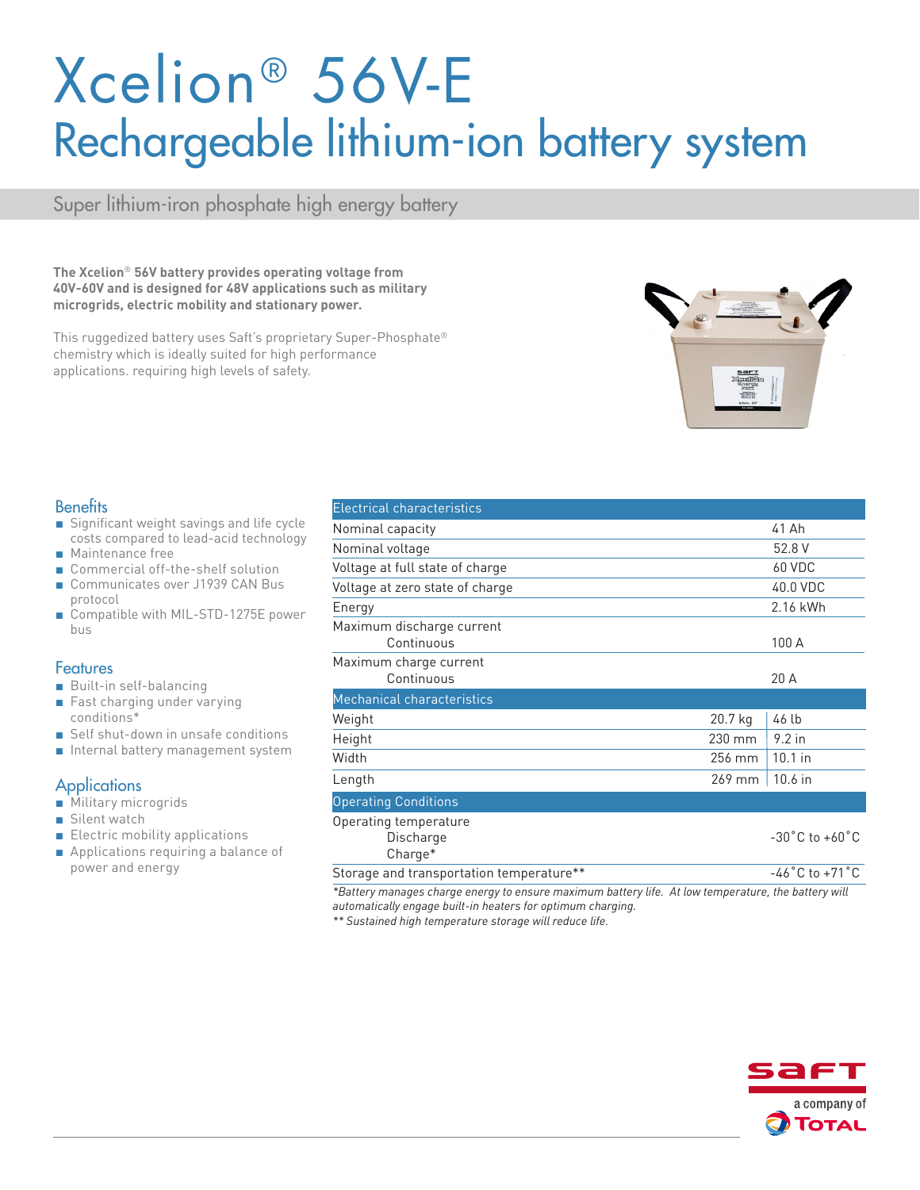# Xcelion® 56V-E

## Rechargeable lithium-ion battery system

Super lithium-iron phosphate high energy battery

**The Xcelion® 56V battery provides operating voltage from 40V-60V and is designed for 48V applications such as military microgrids, electric mobility and stationary power.**

This ruggedized battery uses Saft's proprietary Super-Phosphate® chemistry which is ideally suited for high performance applications. requiring high levels of safety.

## Benefits

- Significant weight savings and life cycle costs compared to lead-acid technology
- Maintenance free
- Commercial off-the-shelf solution
- Communicates over J1939 CAN Bus protocol
- Compatible with MIL-STD-1275E power bus

## Features

- Built-in self-balancing
- Fast charging under varying conditions*
- Self shut-down in unsafe conditions
- Internal battery management system

## Applications

- Military microgrids
- Silent watch
- Electric mobility applications
- Applications requiring a balance of power and energy

| Electrical characteristics | | |
|---|---|---|
| Nominal capacity | | 41 Ah |
| Nominal voltage | | 52.8 V |
| Voltage at full state of charge | | 60 VDC |
| Voltage at zero state of charge | | 40.0 VDC |
| Energy | | 2.16 kWh |
| Maximum discharge current<br>Continuous | | 100 A |
| Maximum charge current<br>Continuous | | 20 A |
| **Mechanical characteristics** | | |
| Weight | 20.7 kg | 46 lb |
| Height | 230 mm | 9.2 in |
| Width | 256 mm | 10.1 in |
| Length | 269 mm | 10.6 in |
| **Operating Conditions** | | |
| Operating temperature<br>Discharge<br>Charge* | | -30˚C to +60˚C |
| Storage and transportation temperature** | | -46˚C to +71˚C |

*\*Battery manages charge energy to ensure maximum battery life. At low temperature, the battery will automatically engage built-in heaters for optimum charging.*

*\*\* Sustained high temperature storage will reduce life.*

saft
a company of TOTAL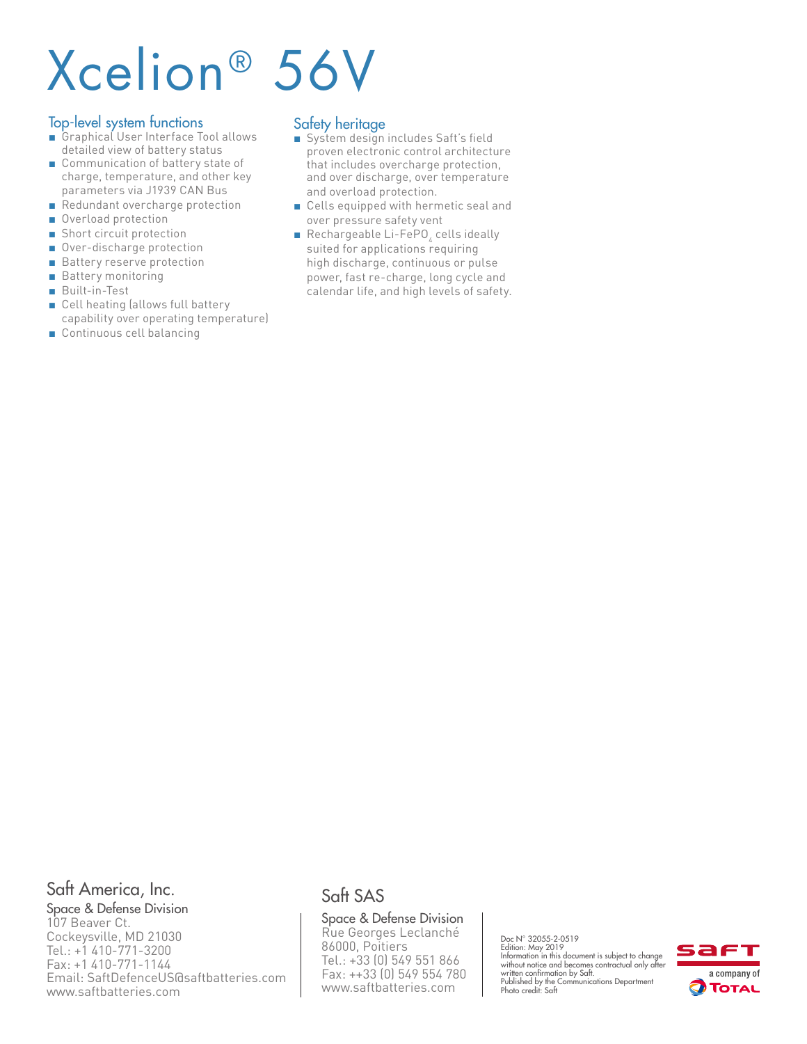# Xcelion® 56V

## Top-level system functions

- Graphical User Interface Tool allows detailed view of battery status
- Communication of battery state of charge, temperature, and other key parameters via J1939 CAN Bus
- Redundant overcharge protection
- Overload protection
- Short circuit protection
- Over-discharge protection
- Battery reserve protection
- Battery monitoring
- Built-in-Test
- Cell heating (allows full battery capability over operating temperature)
- Continuous cell balancing

## Safety heritage

- System design includes Saft's field proven electronic control architecture that includes overcharge protection, and over discharge, over temperature and overload protection.
- Cells equipped with hermetic seal and over pressure safety vent
- Rechargeable Li-Fe$PO_4$ cells ideally suited for applications requiring high discharge, continuous or pulse power, fast re-charge, long cycle and calendar life, and high levels of safety.

### Saft America, Inc.

**Space & Defense Division**
107 Beaver Ct.
Cockeysville, MD 21030
Tel.: +1 410-771-3200
Fax: +1 410-771-1144
Email: SaftDefenceUS@saftbatteries.com
www.saftbatteries.com

### Saft SAS

**Space & Defense Division**
Rue Georges Leclanché
86000, Poitiers
Tel.: +33 (0) 549 551 866
Fax: ++33 (0) 549 554 780
www.saftbatteries.com

Doc N° 32055-2-0519
Edition: May 2019
Information in this document is subject to change without notice and becomes contractual only after written confirmation by Saft.
Published by the Communications Department
Photo credit: Saft

SAFT
a company of TOTAL